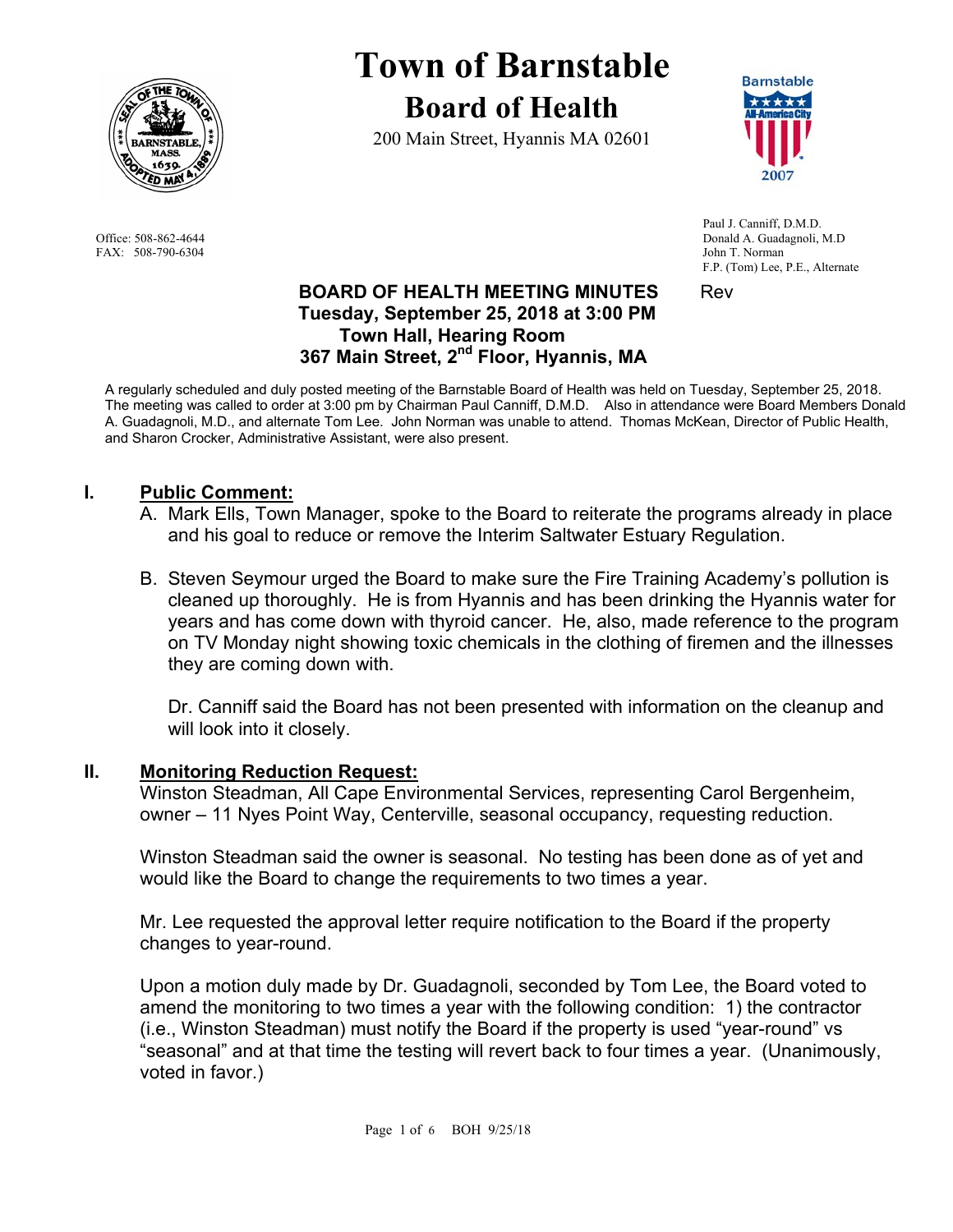# Town of Barnstable
## Board of Health

200 Main Street, Hyannis MA 02601

Office: 508-862-4644
FAX: 508-790-6304

Paul J. Canniff, D.M.D.
Donald A. Guadagnoli, M.D
John T. Norman
F.P. (Tom) Lee, P.E., Alternate

**BOARD OF HEALTH MEETING MINUTES** Rev
**Tuesday, September 25, 2018 at 3:00 PM**
**Town Hall, Hearing Room**
**367 Main Street, 2nd Floor, Hyannis, MA**

A regularly scheduled and duly posted meeting of the Barnstable Board of Health was held on Tuesday, September 25, 2018. The meeting was called to order at 3:00 pm by Chairman Paul Canniff, D.M.D. Also in attendance were Board Members Donald A. Guadagnoli, M.D., and alternate Tom Lee. John Norman was unable to attend. Thomas McKean, Director of Public Health, and Sharon Crocker, Administrative Assistant, were also present.

## I. Public Comment:

A. Mark Ells, Town Manager, spoke to the Board to reiterate the programs already in place and his goal to reduce or remove the Interim Saltwater Estuary Regulation.

B. Steven Seymour urged the Board to make sure the Fire Training Academy's pollution is cleaned up thoroughly. He is from Hyannis and has been drinking the Hyannis water for years and has come down with thyroid cancer. He, also, made reference to the program on TV Monday night showing toxic chemicals in the clothing of firemen and the illnesses they are coming down with.

Dr. Canniff said the Board has not been presented with information on the cleanup and will look into it closely.

## II. Monitoring Reduction Request:

Winston Steadman, All Cape Environmental Services, representing Carol Bergenheim, owner – 11 Nyes Point Way, Centerville, seasonal occupancy, requesting reduction.

Winston Steadman said the owner is seasonal. No testing has been done as of yet and would like the Board to change the requirements to two times a year.

Mr. Lee requested the approval letter require notification to the Board if the property changes to year-round.

Upon a motion duly made by Dr. Guadagnoli, seconded by Tom Lee, the Board voted to amend the monitoring to two times a year with the following condition: 1) the contractor (i.e., Winston Steadman) must notify the Board if the property is used "year-round" vs "seasonal" and at that time the testing will revert back to four times a year. (Unanimously, voted in favor.)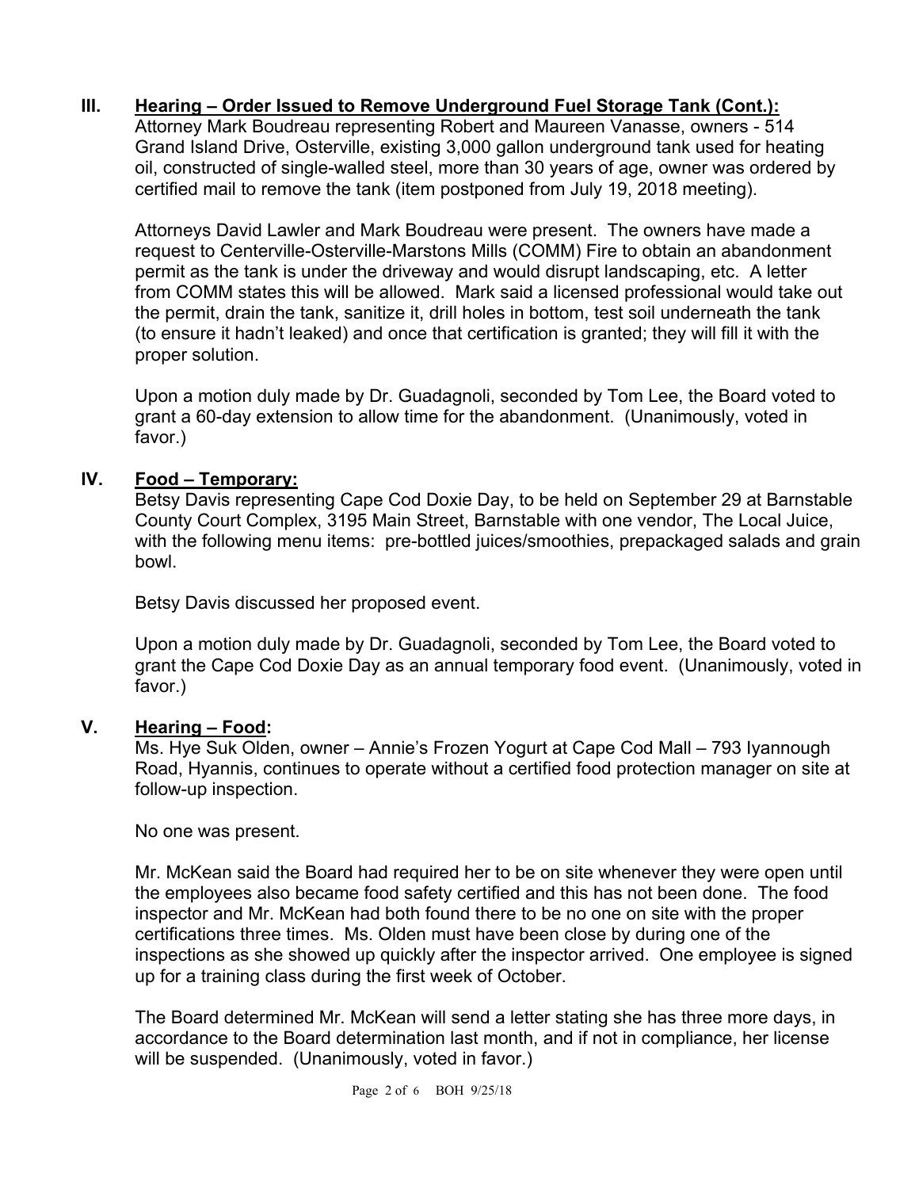## III. Hearing – Order Issued to Remove Underground Fuel Storage Tank (Cont.):

Attorney Mark Boudreau representing Robert and Maureen Vanasse, owners - 514 Grand Island Drive, Osterville, existing 3,000 gallon underground tank used for heating oil, constructed of single-walled steel, more than 30 years of age, owner was ordered by certified mail to remove the tank (item postponed from July 19, 2018 meeting).

Attorneys David Lawler and Mark Boudreau were present. The owners have made a request to Centerville-Osterville-Marstons Mills (COMM) Fire to obtain an abandonment permit as the tank is under the driveway and would disrupt landscaping, etc. A letter from COMM states this will be allowed. Mark said a licensed professional would take out the permit, drain the tank, sanitize it, drill holes in bottom, test soil underneath the tank (to ensure it hadn't leaked) and once that certification is granted; they will fill it with the proper solution.

Upon a motion duly made by Dr. Guadagnoli, seconded by Tom Lee, the Board voted to grant a 60-day extension to allow time for the abandonment. (Unanimously, voted in favor.)

## IV. Food – Temporary:

Betsy Davis representing Cape Cod Doxie Day, to be held on September 29 at Barnstable County Court Complex, 3195 Main Street, Barnstable with one vendor, The Local Juice, with the following menu items: pre-bottled juices/smoothies, prepackaged salads and grain bowl.

Betsy Davis discussed her proposed event.

Upon a motion duly made by Dr. Guadagnoli, seconded by Tom Lee, the Board voted to grant the Cape Cod Doxie Day as an annual temporary food event. (Unanimously, voted in favor.)

## V. Hearing – Food:

Ms. Hye Suk Olden, owner – Annie's Frozen Yogurt at Cape Cod Mall – 793 Iyannough Road, Hyannis, continues to operate without a certified food protection manager on site at follow-up inspection.

No one was present.

Mr. McKean said the Board had required her to be on site whenever they were open until the employees also became food safety certified and this has not been done. The food inspector and Mr. McKean had both found there to be no one on site with the proper certifications three times. Ms. Olden must have been close by during one of the inspections as she showed up quickly after the inspector arrived. One employee is signed up for a training class during the first week of October.

The Board determined Mr. McKean will send a letter stating she has three more days, in accordance to the Board determination last month, and if not in compliance, her license will be suspended. (Unanimously, voted in favor.)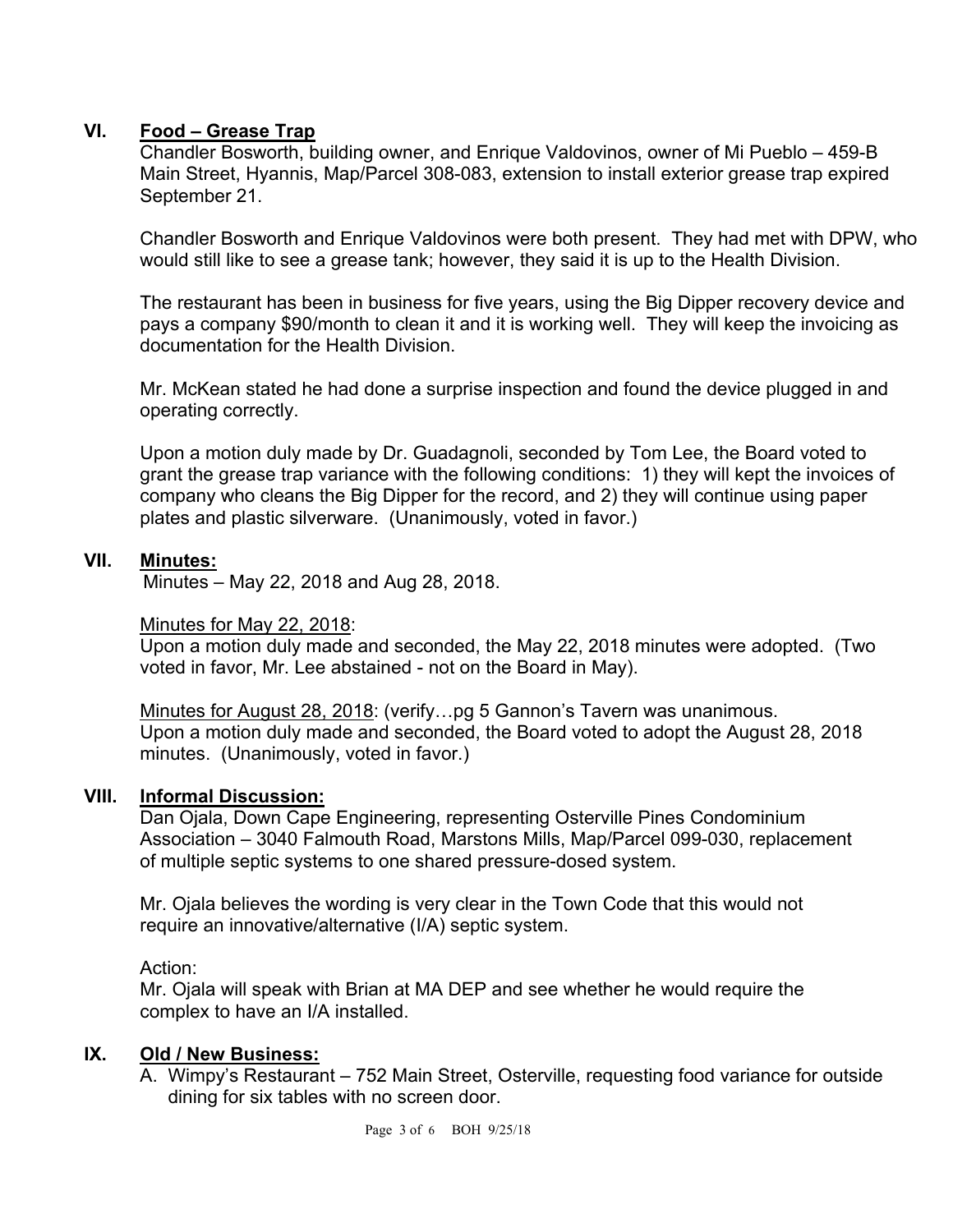## VI. Food – Grease Trap

Chandler Bosworth, building owner, and Enrique Valdovinos, owner of Mi Pueblo – 459-B Main Street, Hyannis, Map/Parcel 308-083, extension to install exterior grease trap expired September 21.

Chandler Bosworth and Enrique Valdovinos were both present. They had met with DPW, who would still like to see a grease tank; however, they said it is up to the Health Division.

The restaurant has been in business for five years, using the Big Dipper recovery device and pays a company $90/month to clean it and it is working well. They will keep the invoicing as documentation for the Health Division.

Mr. McKean stated he had done a surprise inspection and found the device plugged in and operating correctly.

Upon a motion duly made by Dr. Guadagnoli, seconded by Tom Lee, the Board voted to grant the grease trap variance with the following conditions: 1) they will kept the invoices of company who cleans the Big Dipper for the record, and 2) they will continue using paper plates and plastic silverware. (Unanimously, voted in favor.)

## VII. Minutes:

Minutes – May 22, 2018 and Aug 28, 2018.

Minutes for May 22, 2018:
Upon a motion duly made and seconded, the May 22, 2018 minutes were adopted. (Two voted in favor, Mr. Lee abstained - not on the Board in May).

Minutes for August 28, 2018: (verify…pg 5 Gannon's Tavern was unanimous.
Upon a motion duly made and seconded, the Board voted to adopt the August 28, 2018 minutes. (Unanimously, voted in favor.)

## VIII. Informal Discussion:

Dan Ojala, Down Cape Engineering, representing Osterville Pines Condominium Association – 3040 Falmouth Road, Marstons Mills, Map/Parcel 099-030, replacement of multiple septic systems to one shared pressure-dosed system.

Mr. Ojala believes the wording is very clear in the Town Code that this would not require an innovative/alternative (I/A) septic system.

Action:
Mr. Ojala will speak with Brian at MA DEP and see whether he would require the complex to have an I/A installed.

## IX. Old / New Business:

A. Wimpy's Restaurant – 752 Main Street, Osterville, requesting food variance for outside dining for six tables with no screen door.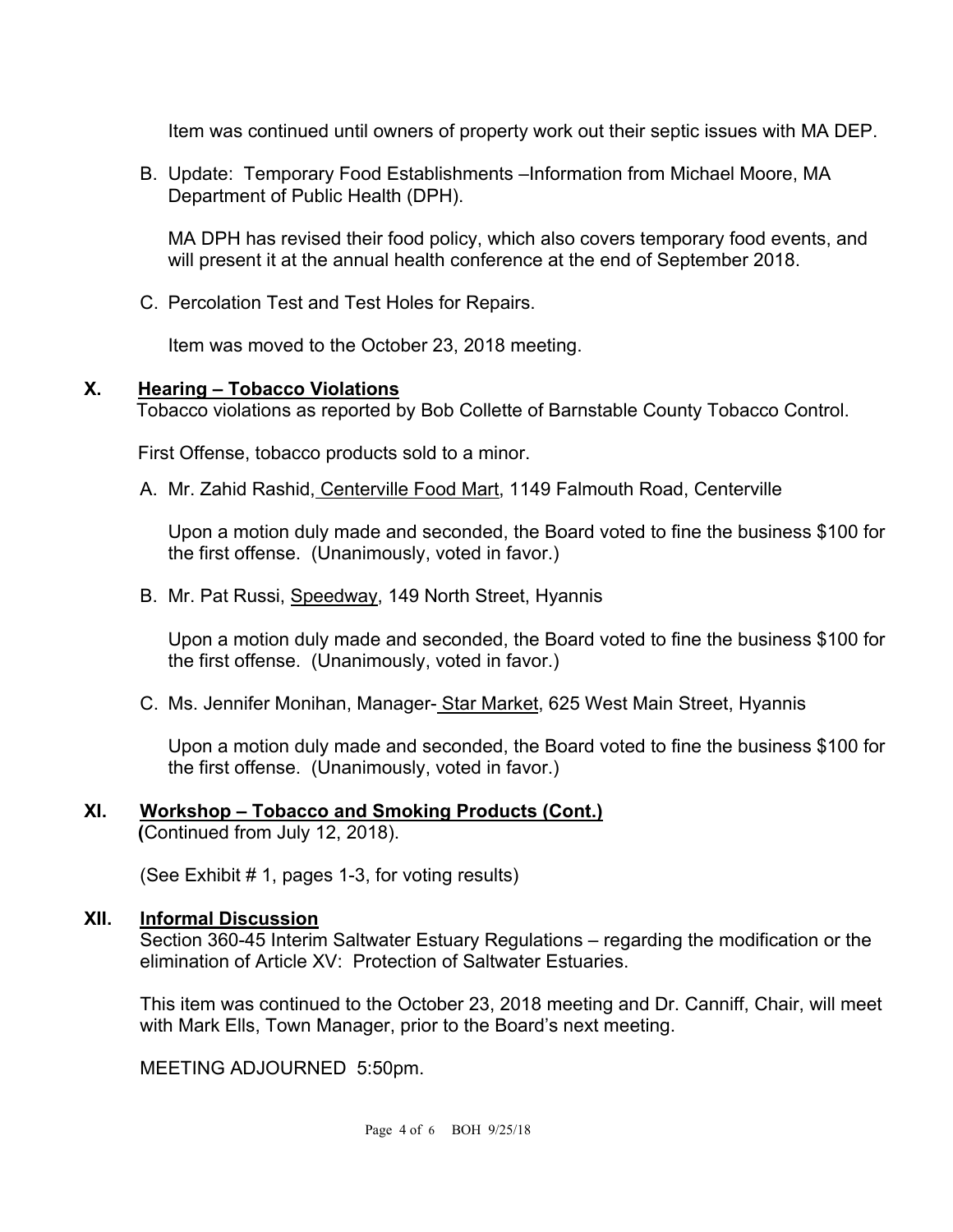Item was continued until owners of property work out their septic issues with MA DEP.

B. Update: Temporary Food Establishments –Information from Michael Moore, MA Department of Public Health (DPH).

   MA DPH has revised their food policy, which also covers temporary food events, and will present it at the annual health conference at the end of September 2018.

C. Percolation Test and Test Holes for Repairs.

   Item was moved to the October 23, 2018 meeting.

## X. Hearing – Tobacco Violations

Tobacco violations as reported by Bob Collette of Barnstable County Tobacco Control.

First Offense, tobacco products sold to a minor.

A. Mr. Zahid Rashid, Centerville Food Mart, 1149 Falmouth Road, Centerville

   Upon a motion duly made and seconded, the Board voted to fine the business $100 for the first offense. (Unanimously, voted in favor.)

B. Mr. Pat Russi, Speedway, 149 North Street, Hyannis

   Upon a motion duly made and seconded, the Board voted to fine the business $100 for the first offense. (Unanimously, voted in favor.)

C. Ms. Jennifer Monihan, Manager- Star Market, 625 West Main Street, Hyannis

   Upon a motion duly made and seconded, the Board voted to fine the business $100 for the first offense. (Unanimously, voted in favor.)

## XI. Workshop – Tobacco and Smoking Products (Cont.)

(Continued from July 12, 2018).

(See Exhibit # 1, pages 1-3, for voting results)

## XII. Informal Discussion

Section 360-45 Interim Saltwater Estuary Regulations – regarding the modification or the elimination of Article XV: Protection of Saltwater Estuaries.

This item was continued to the October 23, 2018 meeting and Dr. Canniff, Chair, will meet with Mark Ells, Town Manager, prior to the Board's next meeting.

MEETING ADJOURNED 5:50pm.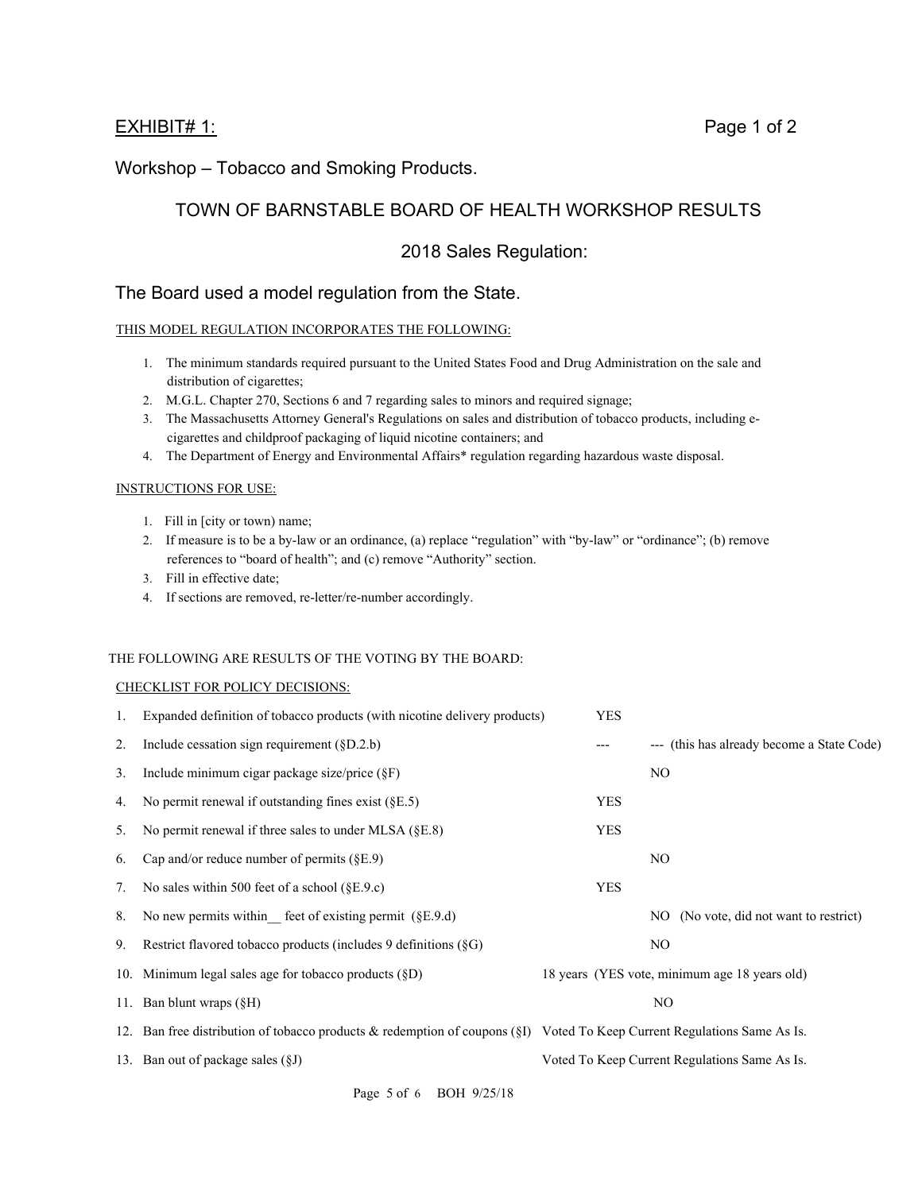EXHIBIT# 1: Page 1 of 2

Workshop – Tobacco and Smoking Products.

## TOWN OF BARNSTABLE BOARD OF HEALTH WORKSHOP RESULTS

### 2018 Sales Regulation:

The Board used a model regulation from the State.

THIS MODEL REGULATION INCORPORATES THE FOLLOWING:

1. The minimum standards required pursuant to the United States Food and Drug Administration on the sale and distribution of cigarettes;
2. M.G.L. Chapter 270, Sections 6 and 7 regarding sales to minors and required signage;
3. The Massachusetts Attorney General's Regulations on sales and distribution of tobacco products, including e-cigarettes and childproof packaging of liquid nicotine containers; and
4. The Department of Energy and Environmental Affairs* regulation regarding hazardous waste disposal.

INSTRUCTIONS FOR USE:

1. Fill in [city or town) name;
2. If measure is to be a by-law or an ordinance, (a) replace "regulation" with "by-law" or "ordinance"; (b) remove references to "board of health"; and (c) remove "Authority" section.
3. Fill in effective date;
4. If sections are removed, re-letter/re-number accordingly.

THE FOLLOWING ARE RESULTS OF THE VOTING BY THE BOARD:

CHECKLIST FOR POLICY DECISIONS:

| # | Policy Decision | YES | NO |
|---|---|---|---|
| 1. | Expanded definition of tobacco products (with nicotine delivery products) | YES | |
| 2. | Include cessation sign requirement (§D.2.b) | --- | --- (this has already become a State Code) |
| 3. | Include minimum cigar package size/price (§F) | | NO |
| 4. | No permit renewal if outstanding fines exist (§E.5) | YES | |
| 5. | No permit renewal if three sales to under MLSA (§E.8) | YES | |
| 6. | Cap and/or reduce number of permits (§E.9) | | NO |
| 7. | No sales within 500 feet of a school (§E.9.c) | YES | |
| 8. | No new permits within__ feet of existing permit (§E.9.d) | | NO (No vote, did not want to restrict) |
| 9. | Restrict flavored tobacco products (includes 9 definitions (§G) | | NO |
| 10. | Minimum legal sales age for tobacco products (§D) | 18 years (YES vote, minimum age 18 years old) | |
| 11. | Ban blunt wraps (§H) | | NO |
| 12. | Ban free distribution of tobacco products & redemption of coupons (§I) | Voted To Keep Current Regulations Same As Is. | |
| 13. | Ban out of package sales (§J) | Voted To Keep Current Regulations Same As Is. | |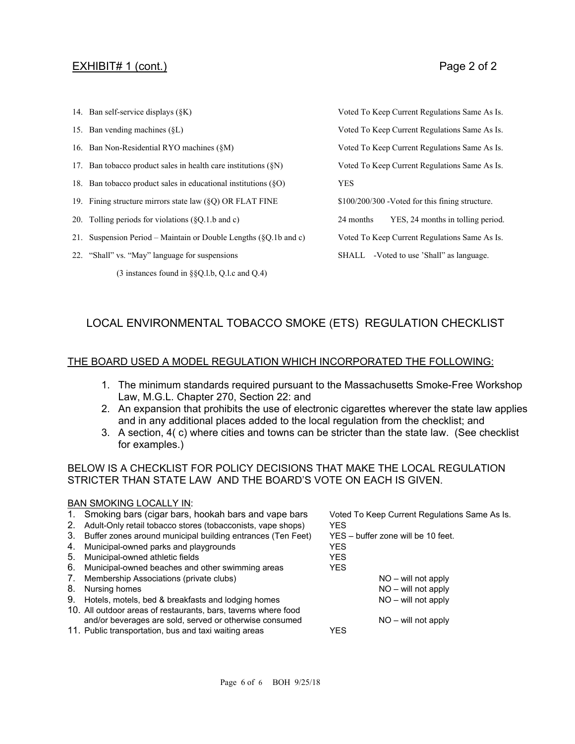EXHIBIT# 1 (cont.) Page 2 of 2

| | |
|---|---|
| 14. Ban self-service displays (§K) | Voted To Keep Current Regulations Same As Is. |
| 15. Ban vending machines (§L) | Voted To Keep Current Regulations Same As Is. |
| 16. Ban Non-Residential RYO machines (§M) | Voted To Keep Current Regulations Same As Is. |
| 17. Ban tobacco product sales in health care institutions (§N) | Voted To Keep Current Regulations Same As Is. |
| 18. Ban tobacco product sales in educational institutions (§O) | YES |
| 19. Fining structure mirrors state law (§Q) OR FLAT FINE | $100/200/300 -Voted for this fining structure. |
| 20. Tolling periods for violations (§Q.1.b and c) | 24 months YES, 24 months in tolling period. |
| 21. Suspension Period – Maintain or Double Lengths (§Q.1b and c) | Voted To Keep Current Regulations Same As Is. |
| 22. "Shall" vs. "May" language for suspensions (3 instances found in §§Q.l.b, Q.l.c and Q.4) | SHALL -Voted to use 'Shall" as language. |

## LOCAL ENVIRONMENTAL TOBACCO SMOKE (ETS) REGULATION CHECKLIST

THE BOARD USED A MODEL REGULATION WHICH INCORPORATED THE FOLLOWING:

1. The minimum standards required pursuant to the Massachusetts Smoke-Free Workshop Law, M.G.L. Chapter 270, Section 22: and
2. An expansion that prohibits the use of electronic cigarettes wherever the state law applies and in any additional places added to the local regulation from the checklist; and
3. A section, 4( c) where cities and towns can be stricter than the state law. (See checklist for examples.)

BELOW IS A CHECKLIST FOR POLICY DECISIONS THAT MAKE THE LOCAL REGULATION STRICTER THAN STATE LAW AND THE BOARD'S VOTE ON EACH IS GIVEN.

BAN SMOKING LOCALLY IN:

| | |
|---|---|
| 1. Smoking bars (cigar bars, hookah bars and vape bars | Voted To Keep Current Regulations Same As Is. |
| 2. Adult-Only retail tobacco stores (tobacconists, vape shops) | YES |
| 3. Buffer zones around municipal building entrances (Ten Feet) | YES – buffer zone will be 10 feet. |
| 4. Municipal-owned parks and playgrounds | YES |
| 5. Municipal-owned athletic fields | YES |
| 6. Municipal-owned beaches and other swimming areas | YES |
| 7. Membership Associations (private clubs) | NO – will not apply |
| 8. Nursing homes | NO – will not apply |
| 9. Hotels, motels, bed & breakfasts and lodging homes | NO – will not apply |
| 10. All outdoor areas of restaurants, bars, taverns where food and/or beverages are sold, served or otherwise consumed | NO – will not apply |
| 11. Public transportation, bus and taxi waiting areas | YES |

BOH 9/25/18